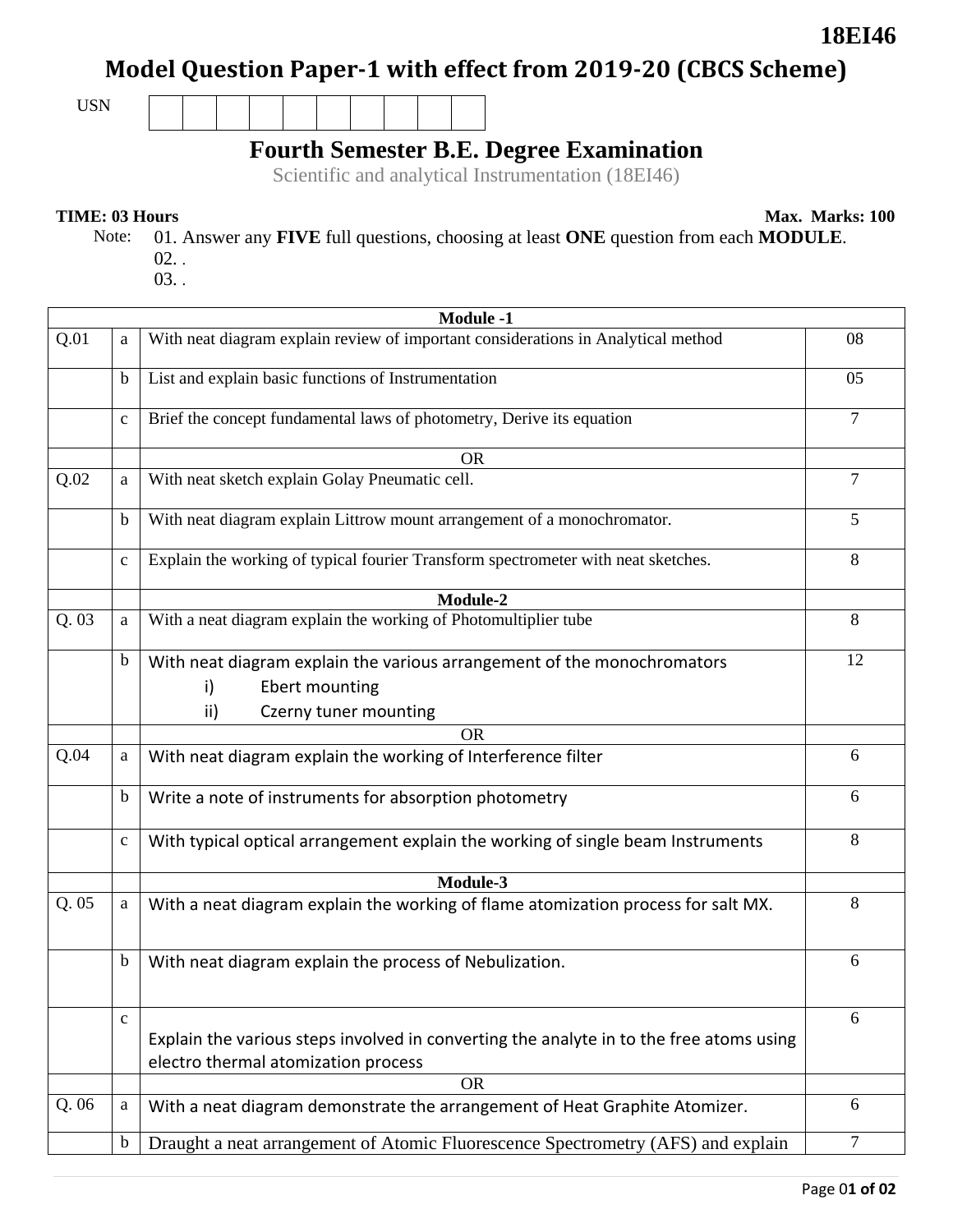**18EI46**

# Model Question Paper-1 with effect from 2019-20 (CBCS Scheme)

USN | | | | | | | | | | |

## Fourth Semester B.E. Degree Examination

Scientific and analytical Instrumentation (18EI46)

**TIME: 03 Hours** **Max. Marks: 100**

Note: 01. Answer any **FIVE** full questions, choosing at least **ONE** question from each **MODULE**.
02. .
03. .

| | | **Module -1** | |
|---|---|---|---|
| Q.01 | a | With neat diagram explain review of important considerations in Analytical method | 08 |
| | b | List and explain basic functions of Instrumentation | 05 |
| | c | Brief the concept fundamental laws of photometry, Derive its equation | 7 |
| | | OR | |
| Q.02 | a | With neat sketch explain Golay Pneumatic cell. | 7 |
| | b | With neat diagram explain Littrow mount arrangement of a monochromator. | 5 |
| | c | Explain the working of typical fourier Transform spectrometer with neat sketches. | 8 |
| | | **Module-2** | |
| Q. 03 | a | With a neat diagram explain the working of Photomultiplier tube | 8 |
| | b | With neat diagram explain the various arrangement of the monochromators<br>i) Ebert mounting<br>ii) Czerny tuner mounting | 12 |
| | | OR | |
| Q.04 | a | With neat diagram explain the working of Interference filter | 6 |
| | b | Write a note of instruments for absorption photometry | 6 |
| | c | With typical optical arrangement explain the working of single beam Instruments | 8 |
| | | **Module-3** | |
| Q. 05 | a | With a neat diagram explain the working of flame atomization process for salt MX. | 8 |
| | b | With neat diagram explain the process of Nebulization. | 6 |
| | c | Explain the various steps involved in converting the analyte in to the free atoms using electro thermal atomization process | 6 |
| | | OR | |
| Q. 06 | a | With a neat diagram demonstrate the arrangement of Heat Graphite Atomizer. | 6 |
| | b | Draught a neat arrangement of Atomic Fluorescence Spectrometry (AFS) and explain | 7 |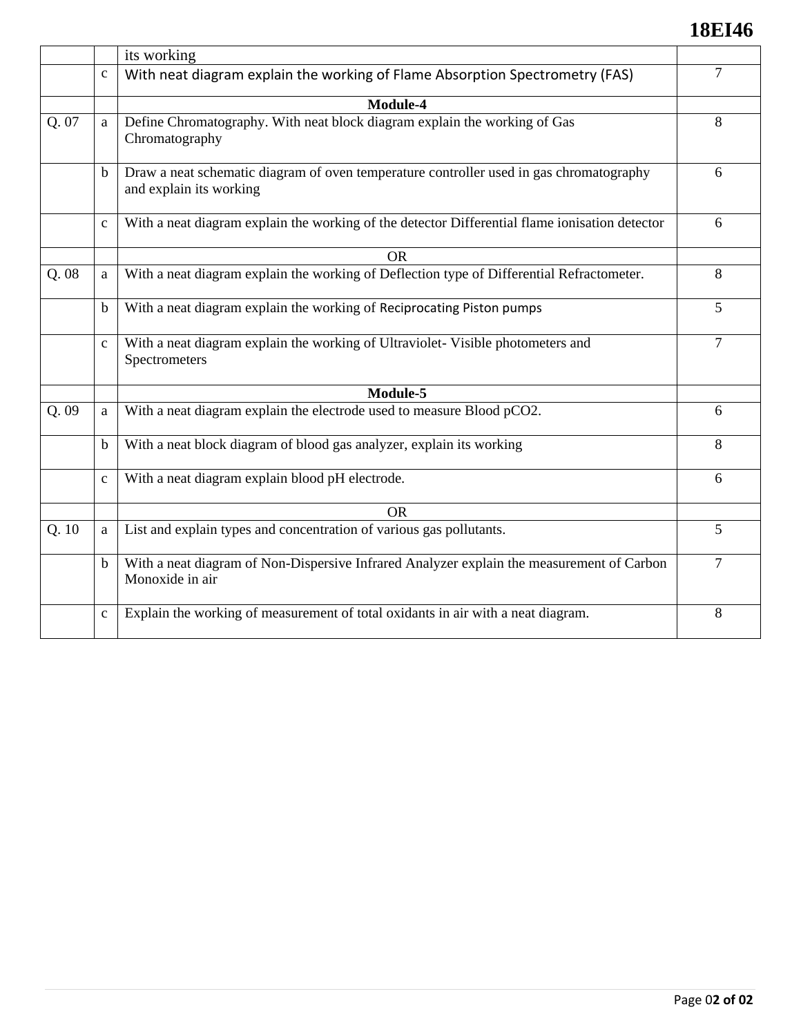| | | | |
|---|---|---|---|
| | | its working | |
| | c | With neat diagram explain the working of Flame Absorption Spectrometry (FAS) | 7 |
| | | **Module-4** | |
| Q. 07 | a | Define Chromatography. With neat block diagram explain the working of Gas Chromatography | 8 |
| | b | Draw a neat schematic diagram of oven temperature controller used in gas chromatography and explain its working | 6 |
| | c | With a neat diagram explain the working of the detector Differential flame ionisation detector | 6 |
| | | OR | |
| Q. 08 | a | With a neat diagram explain the working of Deflection type of Differential Refractometer. | 8 |
| | b | With a neat diagram explain the working of Reciprocating Piston pumps | 5 |
| | c | With a neat diagram explain the working of Ultraviolet- Visible photometers and Spectrometers | 7 |
| | | **Module-5** | |
| Q. 09 | a | With a neat diagram explain the electrode used to measure Blood $pCO_2$. | 6 |
| | b | With a neat block diagram of blood gas analyzer, explain its working | 8 |
| | c | With a neat diagram explain blood pH electrode. | 6 |
| | | OR | |
| Q. 10 | a | List and explain types and concentration of various gas pollutants. | 5 |
| | b | With a neat diagram of Non-Dispersive Infrared Analyzer explain the measurement of Carbon Monoxide in air | 7 |
| | c | Explain the working of measurement of total oxidants in air with a neat diagram. | 8 |